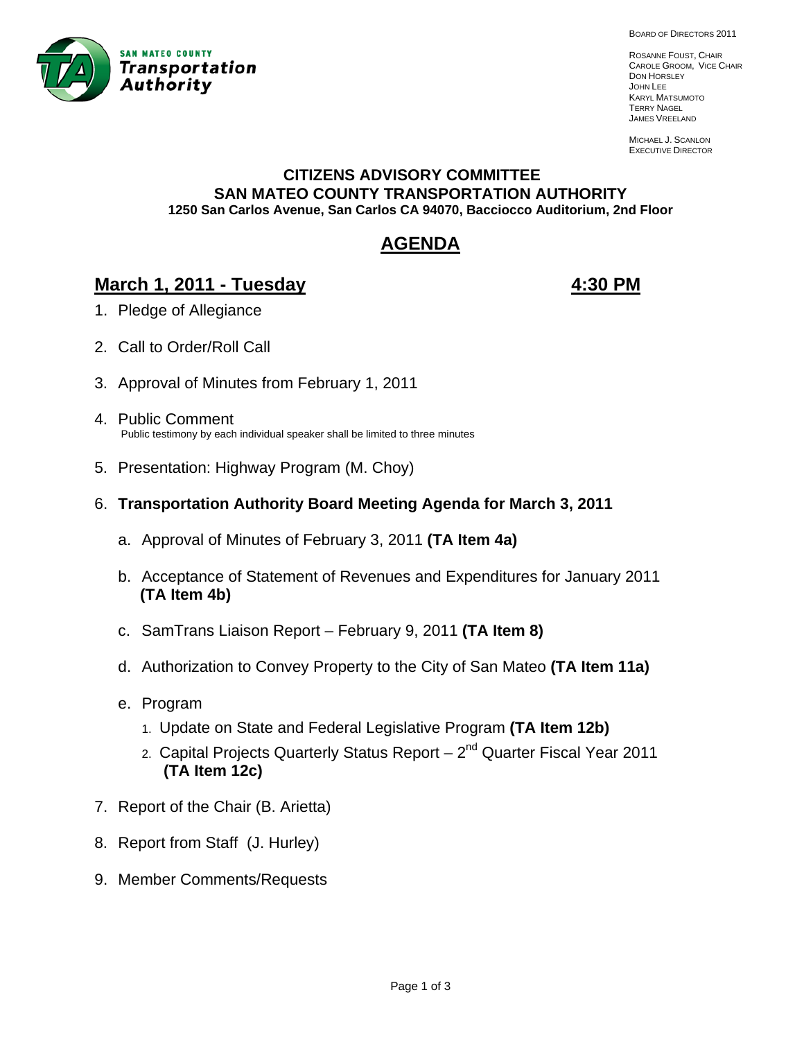SAN MATEO COUNTY
**Transportation Authority**

BOARD OF DIRECTORS 2011

ROSANNE FOUST, CHAIR
CAROLE GROOM, VICE CHAIR
DON HORSLEY
JOHN LEE
KARYL MATSUMOTO
TERRY NAGEL
JAMES VREELAND

MICHAEL J. SCANLON
EXECUTIVE DIRECTOR

**CITIZENS ADVISORY COMMITTEE**
**SAN MATEO COUNTY TRANSPORTATION AUTHORITY**
**1250 San Carlos Avenue, San Carlos CA 94070, Bacciocco Auditorium, 2nd Floor**

# AGENDA

## March 1, 2011 - Tuesday — 4:30 PM

1. Pledge of Allegiance

2. Call to Order/Roll Call

3. Approval of Minutes from February 1, 2011

4. Public Comment
   Public testimony by each individual speaker shall be limited to three minutes

5. Presentation: Highway Program (M. Choy)

6. **Transportation Authority Board Meeting Agenda for March 3, 2011**

   a. Approval of Minutes of February 3, 2011 **(TA Item 4a)**

   b. Acceptance of Statement of Revenues and Expenditures for January 2011 **(TA Item 4b)**

   c. SamTrans Liaison Report – February 9, 2011 **(TA Item 8)**

   d. Authorization to Convey Property to the City of San Mateo **(TA Item 11a)**

   e. Program

      1. Update on State and Federal Legislative Program **(TA Item 12b)**

      2. Capital Projects Quarterly Status Report – 2nd Quarter Fiscal Year 2011 **(TA Item 12c)**

7. Report of the Chair (B. Arietta)

8. Report from Staff (J. Hurley)

9. Member Comments/Requests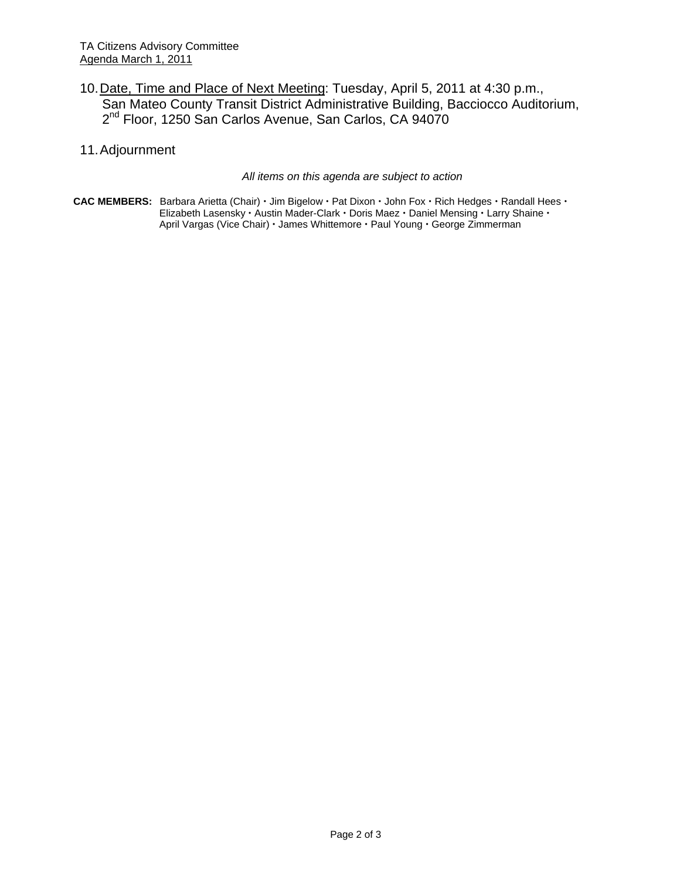10. Date, Time and Place of Next Meeting: Tuesday, April 5, 2011 at 4:30 p.m., San Mateo County Transit District Administrative Building, Bacciocco Auditorium, 2nd Floor, 1250 San Carlos Avenue, San Carlos, CA 94070

11. Adjournment

*All items on this agenda are subject to action*

**CAC MEMBERS:** Barbara Arietta (Chair) • Jim Bigelow • Pat Dixon • John Fox • Rich Hedges • Randall Hees • Elizabeth Lasensky • Austin Mader-Clark • Doris Maez • Daniel Mensing • Larry Shaine • April Vargas (Vice Chair) • James Whittemore • Paul Young • George Zimmerman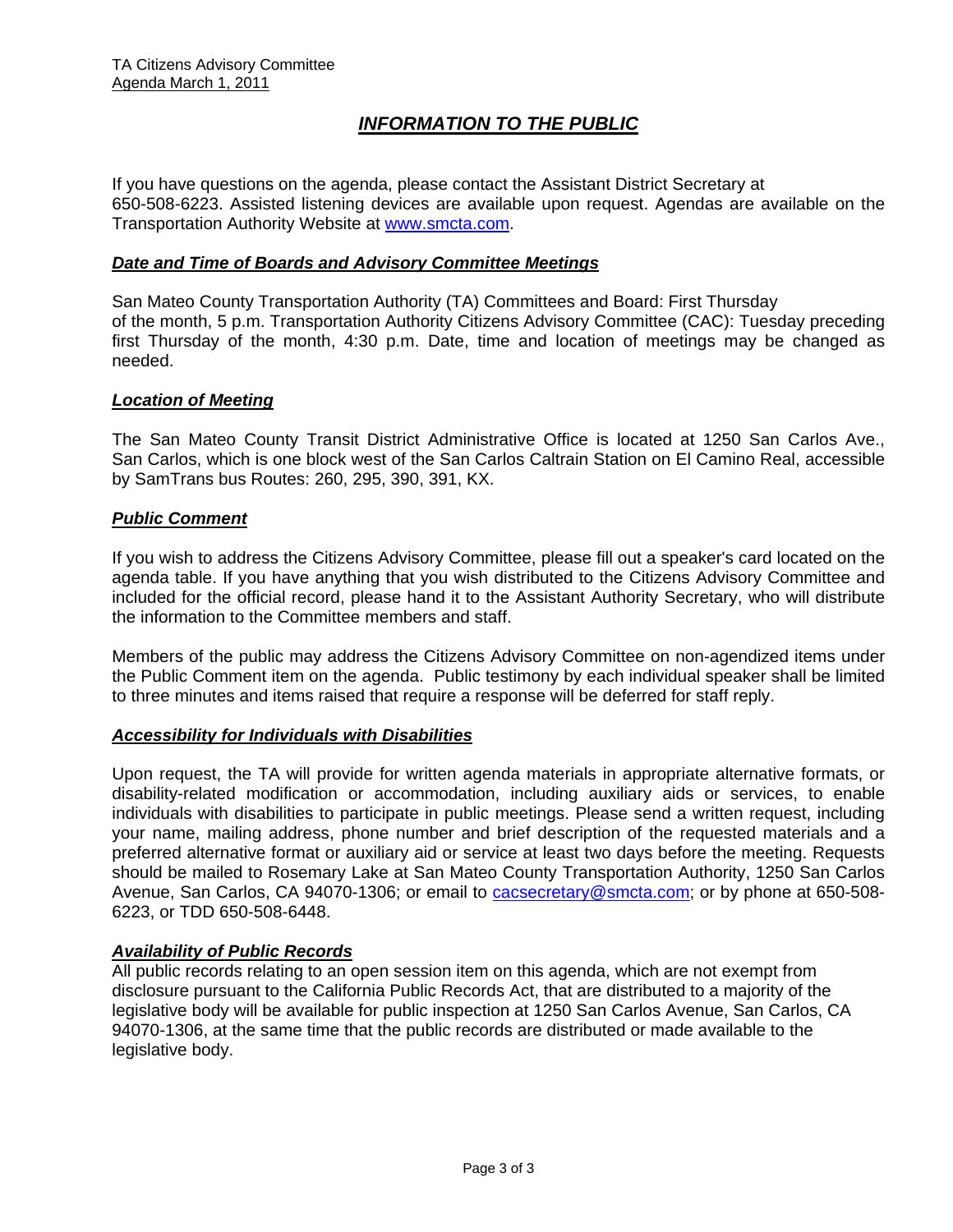TA Citizens Advisory Committee
Agenda March 1, 2011

# *INFORMATION TO THE PUBLIC*

If you have questions on the agenda, please contact the Assistant District Secretary at 650-508-6223. Assisted listening devices are available upon request. Agendas are available on the Transportation Authority Website at www.smcta.com.

### *Date and Time of Boards and Advisory Committee Meetings*

San Mateo County Transportation Authority (TA) Committees and Board: First Thursday of the month, 5 p.m. Transportation Authority Citizens Advisory Committee (CAC): Tuesday preceding first Thursday of the month, 4:30 p.m. Date, time and location of meetings may be changed as needed.

### *Location of Meeting*

The San Mateo County Transit District Administrative Office is located at 1250 San Carlos Ave., San Carlos, which is one block west of the San Carlos Caltrain Station on El Camino Real, accessible by SamTrans bus Routes: 260, 295, 390, 391, KX.

### *Public Comment*

If you wish to address the Citizens Advisory Committee, please fill out a speaker's card located on the agenda table. If you have anything that you wish distributed to the Citizens Advisory Committee and included for the official record, please hand it to the Assistant Authority Secretary, who will distribute the information to the Committee members and staff.

Members of the public may address the Citizens Advisory Committee on non-agendized items under the Public Comment item on the agenda. Public testimony by each individual speaker shall be limited to three minutes and items raised that require a response will be deferred for staff reply.

### *Accessibility for Individuals with Disabilities*

Upon request, the TA will provide for written agenda materials in appropriate alternative formats, or disability-related modification or accommodation, including auxiliary aids or services, to enable individuals with disabilities to participate in public meetings. Please send a written request, including your name, mailing address, phone number and brief description of the requested materials and a preferred alternative format or auxiliary aid or service at least two days before the meeting. Requests should be mailed to Rosemary Lake at San Mateo County Transportation Authority, 1250 San Carlos Avenue, San Carlos, CA 94070-1306; or email to cacsecretary@smcta.com; or by phone at 650-508-6223, or TDD 650-508-6448.

### *Availability of Public Records*

All public records relating to an open session item on this agenda, which are not exempt from disclosure pursuant to the California Public Records Act, that are distributed to a majority of the legislative body will be available for public inspection at 1250 San Carlos Avenue, San Carlos, CA 94070-1306, at the same time that the public records are distributed or made available to the legislative body.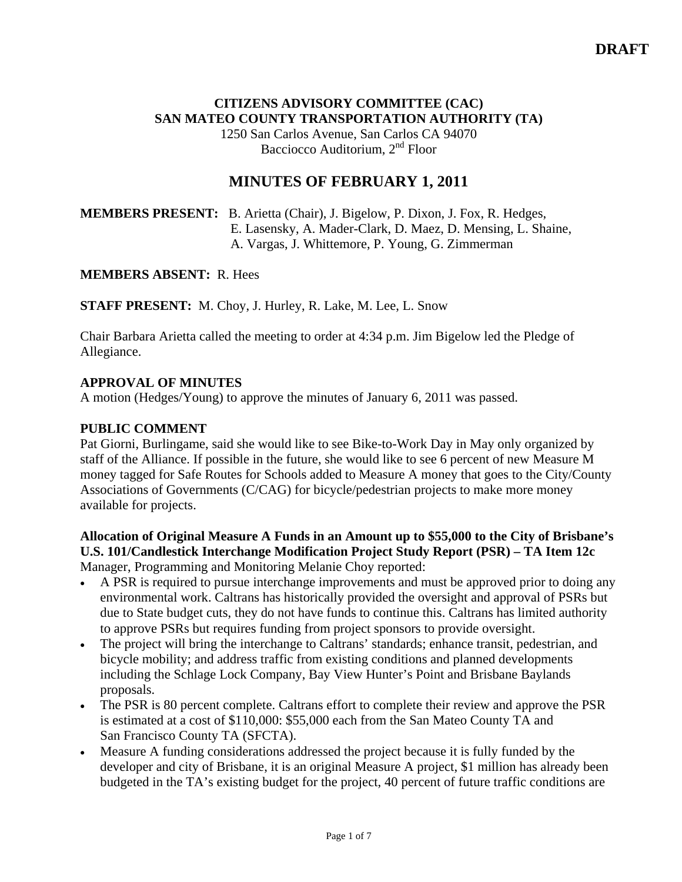**DRAFT**

**CITIZENS ADVISORY COMMITTEE (CAC)**
**SAN MATEO COUNTY TRANSPORTATION AUTHORITY (TA)**
1250 San Carlos Avenue, San Carlos CA 94070
Bacciocco Auditorium, 2nd Floor

# MINUTES OF FEBRUARY 1, 2011

**MEMBERS PRESENT:** B. Arietta (Chair), J. Bigelow, P. Dixon, J. Fox, R. Hedges, E. Lasensky, A. Mader-Clark, D. Maez, D. Mensing, L. Shaine, A. Vargas, J. Whittemore, P. Young, G. Zimmerman

**MEMBERS ABSENT:** R. Hees

**STAFF PRESENT:** M. Choy, J. Hurley, R. Lake, M. Lee, L. Snow

Chair Barbara Arietta called the meeting to order at 4:34 p.m. Jim Bigelow led the Pledge of Allegiance.

**APPROVAL OF MINUTES**
A motion (Hedges/Young) to approve the minutes of January 6, 2011 was passed.

**PUBLIC COMMENT**
Pat Giorni, Burlingame, said she would like to see Bike-to-Work Day in May only organized by staff of the Alliance. If possible in the future, she would like to see 6 percent of new Measure M money tagged for Safe Routes for Schools added to Measure A money that goes to the City/County Associations of Governments (C/CAG) for bicycle/pedestrian projects to make more money available for projects.

**Allocation of Original Measure A Funds in an Amount up to $55,000 to the City of Brisbane's U.S. 101/Candlestick Interchange Modification Project Study Report (PSR) – TA Item 12c**
Manager, Programming and Monitoring Melanie Choy reported:

- A PSR is required to pursue interchange improvements and must be approved prior to doing any environmental work. Caltrans has historically provided the oversight and approval of PSRs but due to State budget cuts, they do not have funds to continue this. Caltrans has limited authority to approve PSRs but requires funding from project sponsors to provide oversight.
- The project will bring the interchange to Caltrans' standards; enhance transit, pedestrian, and bicycle mobility; and address traffic from existing conditions and planned developments including the Schlage Lock Company, Bay View Hunter's Point and Brisbane Baylands proposals.
- The PSR is 80 percent complete. Caltrans effort to complete their review and approve the PSR is estimated at a cost of $110,000: $55,000 each from the San Mateo County TA and San Francisco County TA (SFCTA).
- Measure A funding considerations addressed the project because it is fully funded by the developer and city of Brisbane, it is an original Measure A project, $1 million has already been budgeted in the TA's existing budget for the project, 40 percent of future traffic conditions are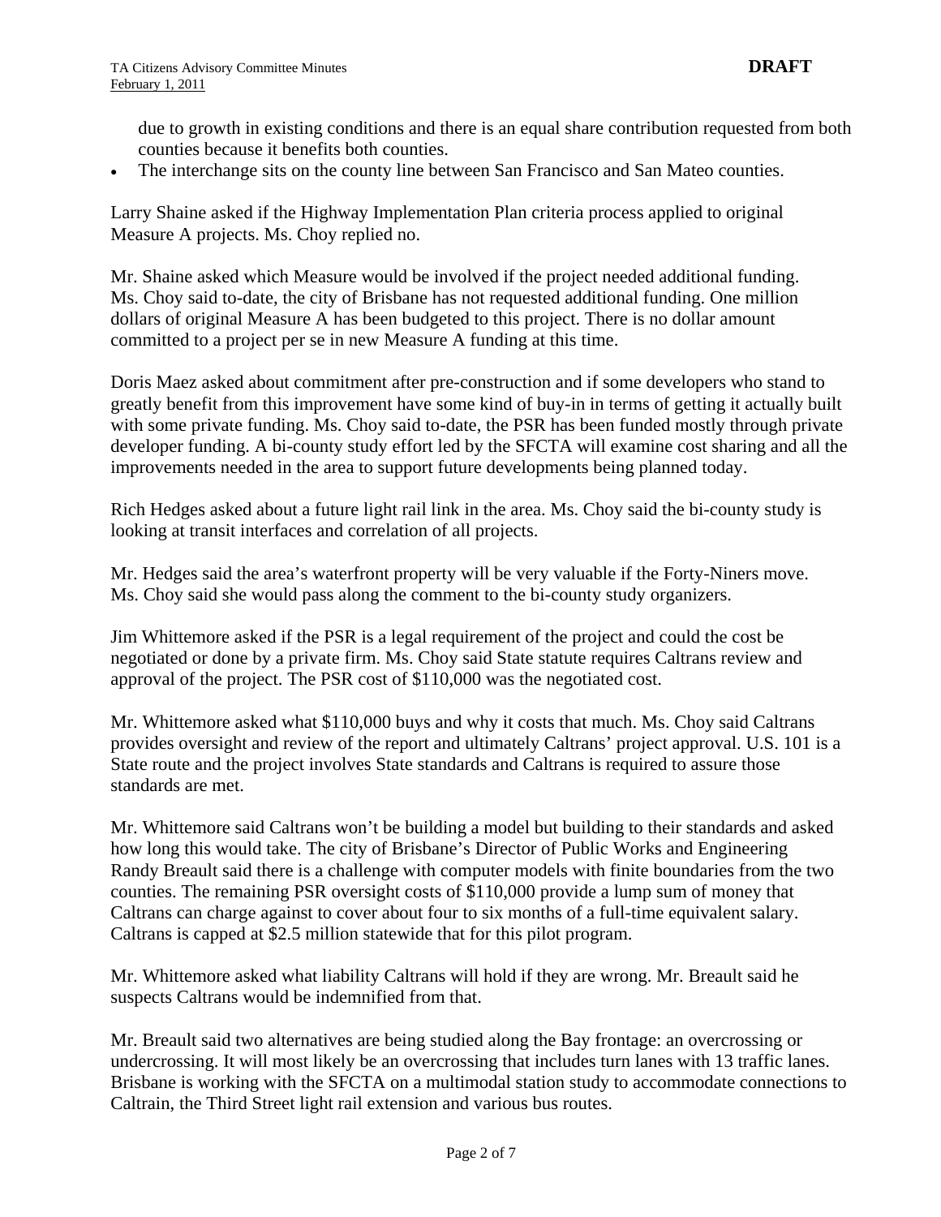due to growth in existing conditions and there is an equal share contribution requested from both counties because it benefits both counties.

- The interchange sits on the county line between San Francisco and San Mateo counties.

Larry Shaine asked if the Highway Implementation Plan criteria process applied to original Measure A projects. Ms. Choy replied no.

Mr. Shaine asked which Measure would be involved if the project needed additional funding. Ms. Choy said to-date, the city of Brisbane has not requested additional funding. One million dollars of original Measure A has been budgeted to this project. There is no dollar amount committed to a project per se in new Measure A funding at this time.

Doris Maez asked about commitment after pre-construction and if some developers who stand to greatly benefit from this improvement have some kind of buy-in in terms of getting it actually built with some private funding. Ms. Choy said to-date, the PSR has been funded mostly through private developer funding. A bi-county study effort led by the SFCTA will examine cost sharing and all the improvements needed in the area to support future developments being planned today.

Rich Hedges asked about a future light rail link in the area. Ms. Choy said the bi-county study is looking at transit interfaces and correlation of all projects.

Mr. Hedges said the area's waterfront property will be very valuable if the Forty-Niners move. Ms. Choy said she would pass along the comment to the bi-county study organizers.

Jim Whittemore asked if the PSR is a legal requirement of the project and could the cost be negotiated or done by a private firm. Ms. Choy said State statute requires Caltrans review and approval of the project. The PSR cost of $110,000 was the negotiated cost.

Mr. Whittemore asked what $110,000 buys and why it costs that much. Ms. Choy said Caltrans provides oversight and review of the report and ultimately Caltrans' project approval. U.S. 101 is a State route and the project involves State standards and Caltrans is required to assure those standards are met.

Mr. Whittemore said Caltrans won't be building a model but building to their standards and asked how long this would take. The city of Brisbane's Director of Public Works and Engineering Randy Breault said there is a challenge with computer models with finite boundaries from the two counties. The remaining PSR oversight costs of $110,000 provide a lump sum of money that Caltrans can charge against to cover about four to six months of a full-time equivalent salary. Caltrans is capped at $2.5 million statewide that for this pilot program.

Mr. Whittemore asked what liability Caltrans will hold if they are wrong. Mr. Breault said he suspects Caltrans would be indemnified from that.

Mr. Breault said two alternatives are being studied along the Bay frontage: an overcrossing or undercrossing. It will most likely be an overcrossing that includes turn lanes with 13 traffic lanes. Brisbane is working with the SFCTA on a multimodal station study to accommodate connections to Caltrain, the Third Street light rail extension and various bus routes.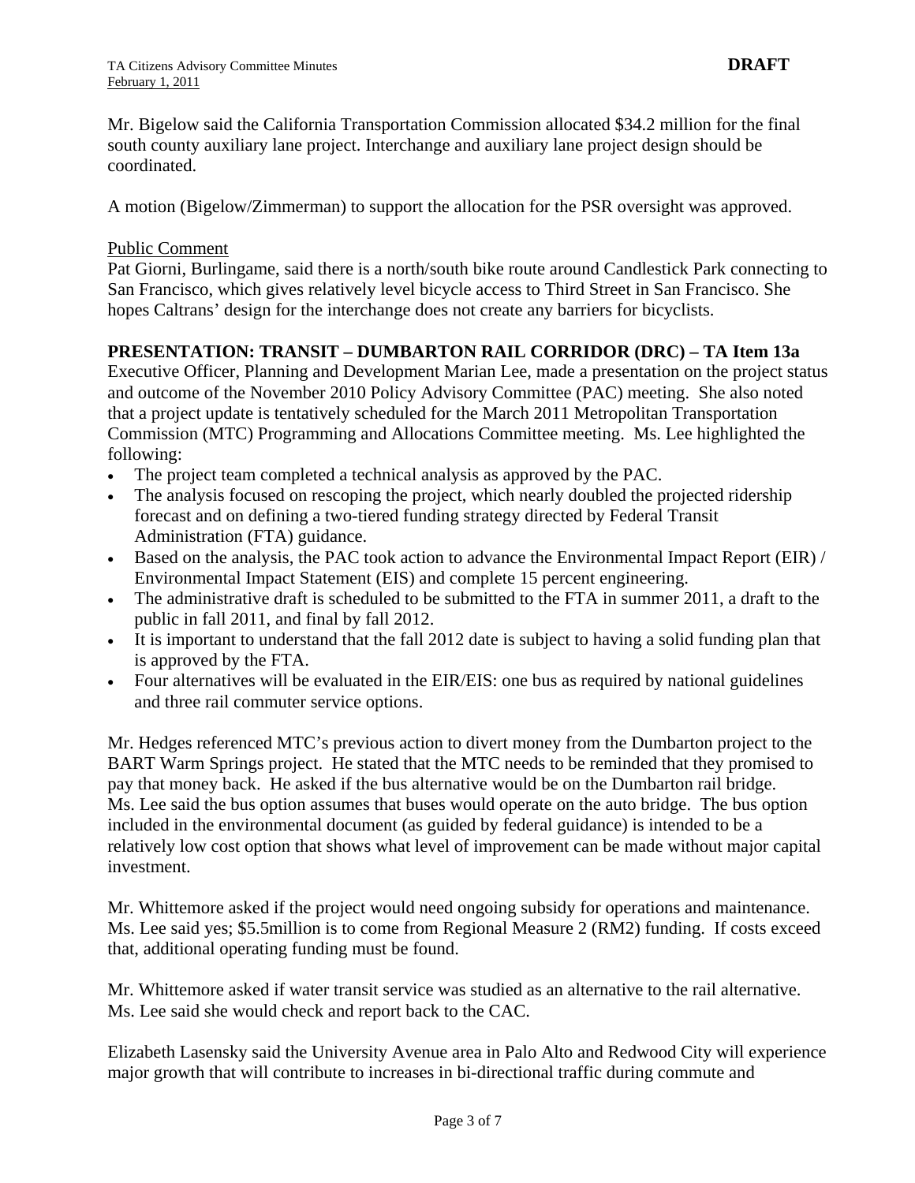Mr. Bigelow said the California Transportation Commission allocated $34.2 million for the final south county auxiliary lane project. Interchange and auxiliary lane project design should be coordinated.

A motion (Bigelow/Zimmerman) to support the allocation for the PSR oversight was approved.

Public Comment

Pat Giorni, Burlingame, said there is a north/south bike route around Candlestick Park connecting to San Francisco, which gives relatively level bicycle access to Third Street in San Francisco. She hopes Caltrans' design for the interchange does not create any barriers for bicyclists.

**PRESENTATION: TRANSIT – DUMBARTON RAIL CORRIDOR (DRC) – TA Item 13a**

Executive Officer, Planning and Development Marian Lee, made a presentation on the project status and outcome of the November 2010 Policy Advisory Committee (PAC) meeting. She also noted that a project update is tentatively scheduled for the March 2011 Metropolitan Transportation Commission (MTC) Programming and Allocations Committee meeting. Ms. Lee highlighted the following:

- The project team completed a technical analysis as approved by the PAC.
- The analysis focused on rescoping the project, which nearly doubled the projected ridership forecast and on defining a two-tiered funding strategy directed by Federal Transit Administration (FTA) guidance.
- Based on the analysis, the PAC took action to advance the Environmental Impact Report (EIR) / Environmental Impact Statement (EIS) and complete 15 percent engineering.
- The administrative draft is scheduled to be submitted to the FTA in summer 2011, a draft to the public in fall 2011, and final by fall 2012.
- It is important to understand that the fall 2012 date is subject to having a solid funding plan that is approved by the FTA.
- Four alternatives will be evaluated in the EIR/EIS: one bus as required by national guidelines and three rail commuter service options.

Mr. Hedges referenced MTC's previous action to divert money from the Dumbarton project to the BART Warm Springs project. He stated that the MTC needs to be reminded that they promised to pay that money back. He asked if the bus alternative would be on the Dumbarton rail bridge. Ms. Lee said the bus option assumes that buses would operate on the auto bridge. The bus option included in the environmental document (as guided by federal guidance) is intended to be a relatively low cost option that shows what level of improvement can be made without major capital investment.

Mr. Whittemore asked if the project would need ongoing subsidy for operations and maintenance. Ms. Lee said yes; $5.5million is to come from Regional Measure 2 (RM2) funding. If costs exceed that, additional operating funding must be found.

Mr. Whittemore asked if water transit service was studied as an alternative to the rail alternative. Ms. Lee said she would check and report back to the CAC.

Elizabeth Lasensky said the University Avenue area in Palo Alto and Redwood City will experience major growth that will contribute to increases in bi-directional traffic during commute and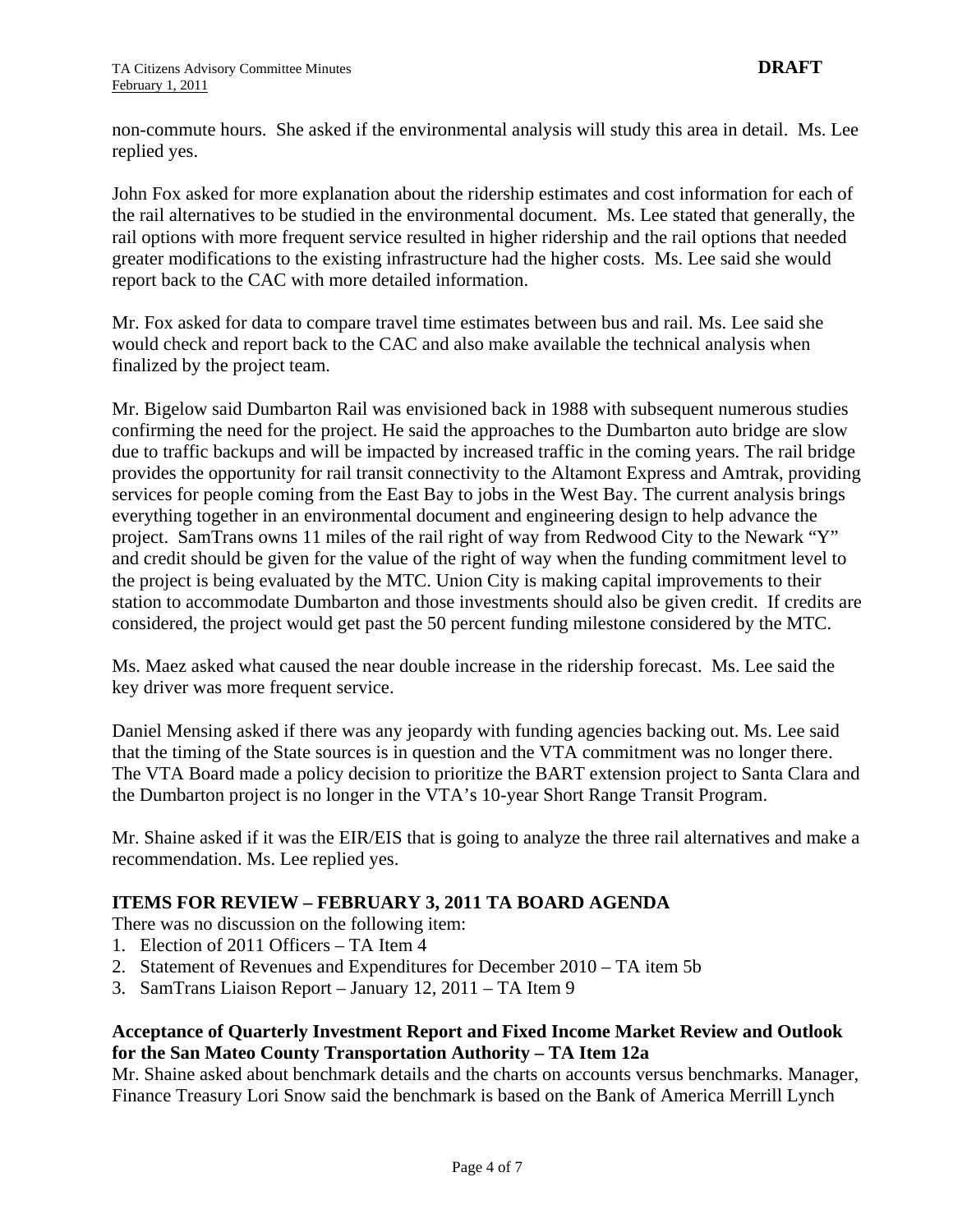non-commute hours. She asked if the environmental analysis will study this area in detail. Ms. Lee replied yes.

John Fox asked for more explanation about the ridership estimates and cost information for each of the rail alternatives to be studied in the environmental document. Ms. Lee stated that generally, the rail options with more frequent service resulted in higher ridership and the rail options that needed greater modifications to the existing infrastructure had the higher costs. Ms. Lee said she would report back to the CAC with more detailed information.

Mr. Fox asked for data to compare travel time estimates between bus and rail. Ms. Lee said she would check and report back to the CAC and also make available the technical analysis when finalized by the project team.

Mr. Bigelow said Dumbarton Rail was envisioned back in 1988 with subsequent numerous studies confirming the need for the project. He said the approaches to the Dumbarton auto bridge are slow due to traffic backups and will be impacted by increased traffic in the coming years. The rail bridge provides the opportunity for rail transit connectivity to the Altamont Express and Amtrak, providing services for people coming from the East Bay to jobs in the West Bay. The current analysis brings everything together in an environmental document and engineering design to help advance the project. SamTrans owns 11 miles of the rail right of way from Redwood City to the Newark "Y" and credit should be given for the value of the right of way when the funding commitment level to the project is being evaluated by the MTC. Union City is making capital improvements to their station to accommodate Dumbarton and those investments should also be given credit. If credits are considered, the project would get past the 50 percent funding milestone considered by the MTC.

Ms. Maez asked what caused the near double increase in the ridership forecast. Ms. Lee said the key driver was more frequent service.

Daniel Mensing asked if there was any jeopardy with funding agencies backing out. Ms. Lee said that the timing of the State sources is in question and the VTA commitment was no longer there. The VTA Board made a policy decision to prioritize the BART extension project to Santa Clara and the Dumbarton project is no longer in the VTA's 10-year Short Range Transit Program.

Mr. Shaine asked if it was the EIR/EIS that is going to analyze the three rail alternatives and make a recommendation. Ms. Lee replied yes.

**ITEMS FOR REVIEW – FEBRUARY 3, 2011 TA BOARD AGENDA**

There was no discussion on the following item:

1. Election of 2011 Officers – TA Item 4
2. Statement of Revenues and Expenditures for December 2010 – TA item 5b
3. SamTrans Liaison Report – January 12, 2011 – TA Item 9

**Acceptance of Quarterly Investment Report and Fixed Income Market Review and Outlook for the San Mateo County Transportation Authority – TA Item 12a**

Mr. Shaine asked about benchmark details and the charts on accounts versus benchmarks. Manager, Finance Treasury Lori Snow said the benchmark is based on the Bank of America Merrill Lynch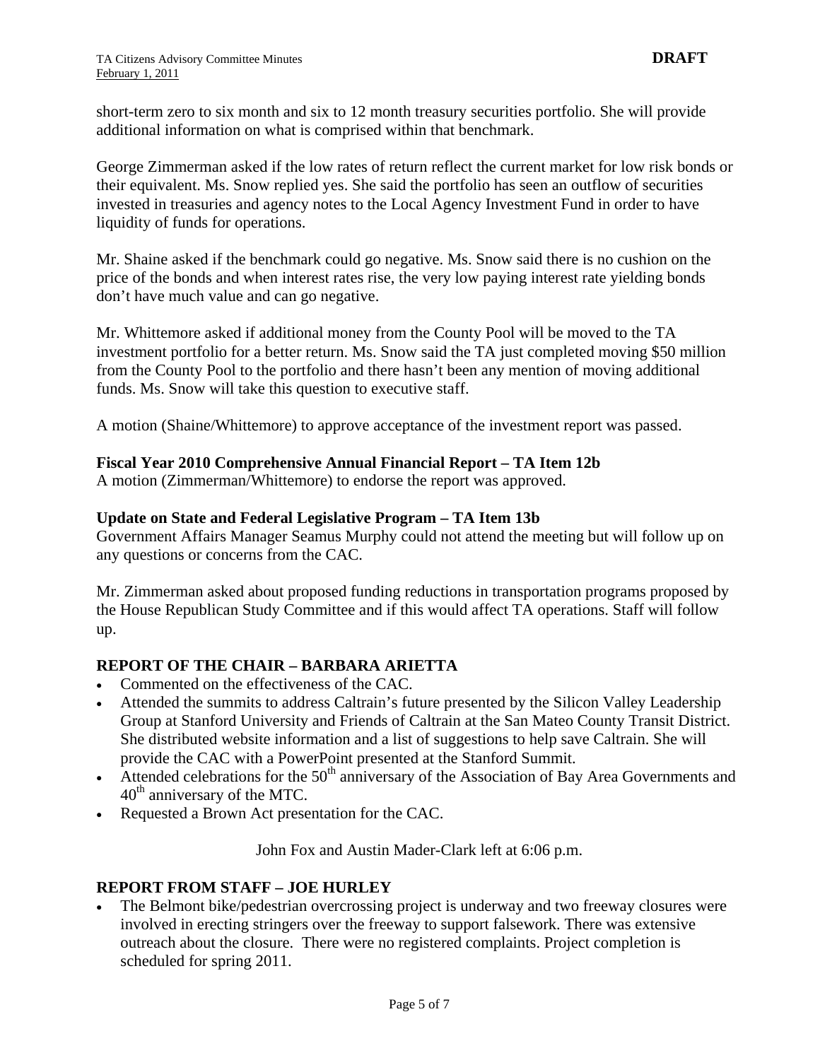short-term zero to six month and six to 12 month treasury securities portfolio. She will provide additional information on what is comprised within that benchmark.

George Zimmerman asked if the low rates of return reflect the current market for low risk bonds or their equivalent. Ms. Snow replied yes. She said the portfolio has seen an outflow of securities invested in treasuries and agency notes to the Local Agency Investment Fund in order to have liquidity of funds for operations.

Mr. Shaine asked if the benchmark could go negative. Ms. Snow said there is no cushion on the price of the bonds and when interest rates rise, the very low paying interest rate yielding bonds don't have much value and can go negative.

Mr. Whittemore asked if additional money from the County Pool will be moved to the TA investment portfolio for a better return. Ms. Snow said the TA just completed moving $50 million from the County Pool to the portfolio and there hasn't been any mention of moving additional funds. Ms. Snow will take this question to executive staff.

A motion (Shaine/Whittemore) to approve acceptance of the investment report was passed.

**Fiscal Year 2010 Comprehensive Annual Financial Report – TA Item 12b**
A motion (Zimmerman/Whittemore) to endorse the report was approved.

**Update on State and Federal Legislative Program – TA Item 13b**
Government Affairs Manager Seamus Murphy could not attend the meeting but will follow up on any questions or concerns from the CAC.

Mr. Zimmerman asked about proposed funding reductions in transportation programs proposed by the House Republican Study Committee and if this would affect TA operations. Staff will follow up.

## REPORT OF THE CHAIR – BARBARA ARIETTA

- Commented on the effectiveness of the CAC.
- Attended the summits to address Caltrain's future presented by the Silicon Valley Leadership Group at Stanford University and Friends of Caltrain at the San Mateo County Transit District. She distributed website information and a list of suggestions to help save Caltrain. She will provide the CAC with a PowerPoint presented at the Stanford Summit.
- Attended celebrations for the 50th anniversary of the Association of Bay Area Governments and 40th anniversary of the MTC.
- Requested a Brown Act presentation for the CAC.

John Fox and Austin Mader-Clark left at 6:06 p.m.

## REPORT FROM STAFF – JOE HURLEY

- The Belmont bike/pedestrian overcrossing project is underway and two freeway closures were involved in erecting stringers over the freeway to support falsework. There was extensive outreach about the closure. There were no registered complaints. Project completion is scheduled for spring 2011.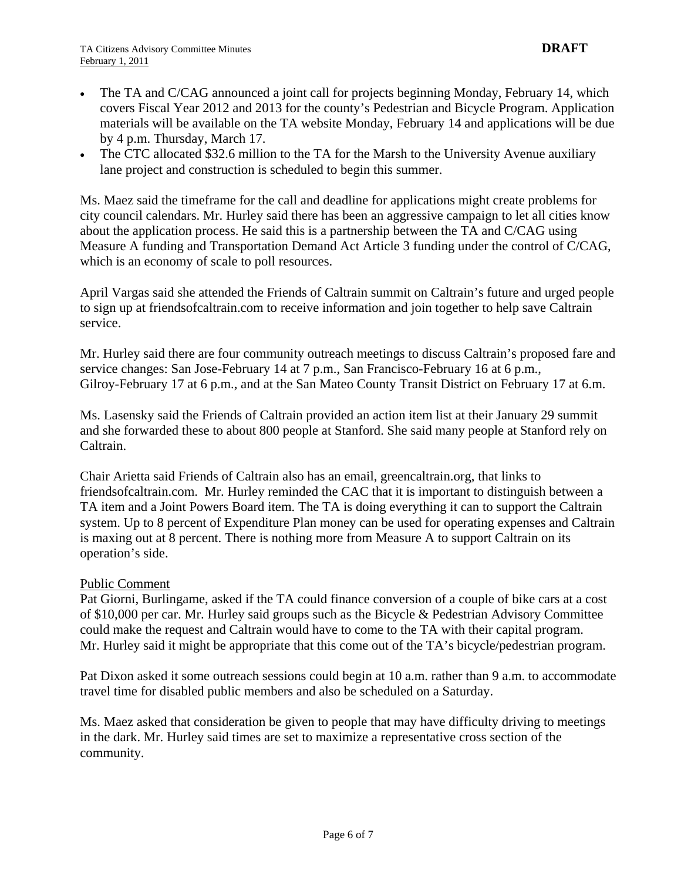- The TA and C/CAG announced a joint call for projects beginning Monday, February 14, which covers Fiscal Year 2012 and 2013 for the county's Pedestrian and Bicycle Program. Application materials will be available on the TA website Monday, February 14 and applications will be due by 4 p.m. Thursday, March 17.
- The CTC allocated $32.6 million to the TA for the Marsh to the University Avenue auxiliary lane project and construction is scheduled to begin this summer.

Ms. Maez said the timeframe for the call and deadline for applications might create problems for city council calendars. Mr. Hurley said there has been an aggressive campaign to let all cities know about the application process. He said this is a partnership between the TA and C/CAG using Measure A funding and Transportation Demand Act Article 3 funding under the control of C/CAG, which is an economy of scale to poll resources.

April Vargas said she attended the Friends of Caltrain summit on Caltrain's future and urged people to sign up at friendsofcaltrain.com to receive information and join together to help save Caltrain service.

Mr. Hurley said there are four community outreach meetings to discuss Caltrain's proposed fare and service changes: San Jose-February 14 at 7 p.m., San Francisco-February 16 at 6 p.m., Gilroy-February 17 at 6 p.m., and at the San Mateo County Transit District on February 17 at 6.m.

Ms. Lasensky said the Friends of Caltrain provided an action item list at their January 29 summit and she forwarded these to about 800 people at Stanford. She said many people at Stanford rely on Caltrain.

Chair Arietta said Friends of Caltrain also has an email, greencaltrain.org, that links to friendsofcaltrain.com. Mr. Hurley reminded the CAC that it is important to distinguish between a TA item and a Joint Powers Board item. The TA is doing everything it can to support the Caltrain system. Up to 8 percent of Expenditure Plan money can be used for operating expenses and Caltrain is maxing out at 8 percent. There is nothing more from Measure A to support Caltrain on its operation's side.

Public Comment

Pat Giorni, Burlingame, asked if the TA could finance conversion of a couple of bike cars at a cost of $10,000 per car. Mr. Hurley said groups such as the Bicycle & Pedestrian Advisory Committee could make the request and Caltrain would have to come to the TA with their capital program. Mr. Hurley said it might be appropriate that this come out of the TA's bicycle/pedestrian program.

Pat Dixon asked it some outreach sessions could begin at 10 a.m. rather than 9 a.m. to accommodate travel time for disabled public members and also be scheduled on a Saturday.

Ms. Maez asked that consideration be given to people that may have difficulty driving to meetings in the dark. Mr. Hurley said times are set to maximize a representative cross section of the community.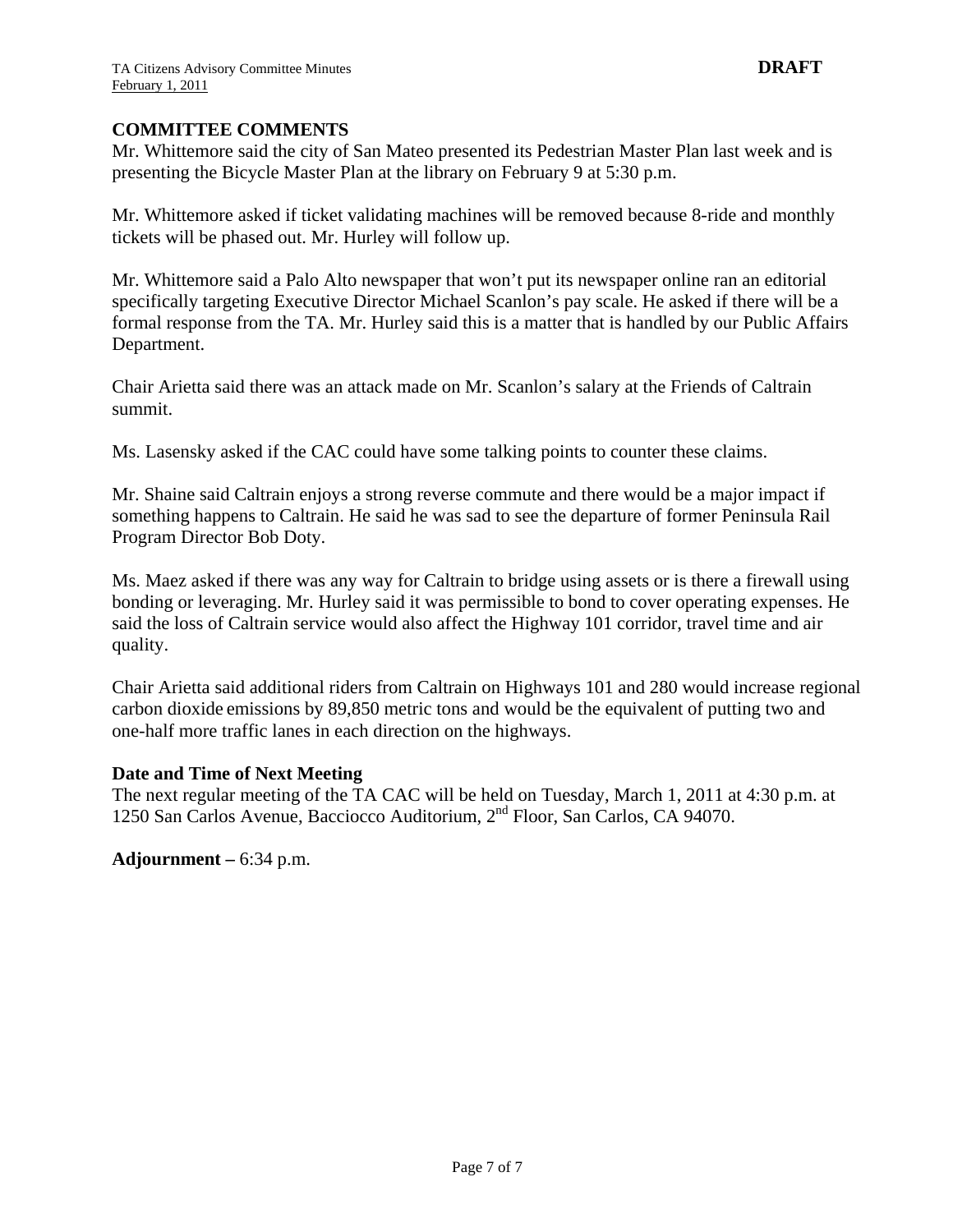## COMMITTEE COMMENTS

Mr. Whittemore said the city of San Mateo presented its Pedestrian Master Plan last week and is presenting the Bicycle Master Plan at the library on February 9 at 5:30 p.m.

Mr. Whittemore asked if ticket validating machines will be removed because 8-ride and monthly tickets will be phased out. Mr. Hurley will follow up.

Mr. Whittemore said a Palo Alto newspaper that won't put its newspaper online ran an editorial specifically targeting Executive Director Michael Scanlon's pay scale. He asked if there will be a formal response from the TA. Mr. Hurley said this is a matter that is handled by our Public Affairs Department.

Chair Arietta said there was an attack made on Mr. Scanlon's salary at the Friends of Caltrain summit.

Ms. Lasensky asked if the CAC could have some talking points to counter these claims.

Mr. Shaine said Caltrain enjoys a strong reverse commute and there would be a major impact if something happens to Caltrain. He said he was sad to see the departure of former Peninsula Rail Program Director Bob Doty.

Ms. Maez asked if there was any way for Caltrain to bridge using assets or is there a firewall using bonding or leveraging. Mr. Hurley said it was permissible to bond to cover operating expenses. He said the loss of Caltrain service would also affect the Highway 101 corridor, travel time and air quality.

Chair Arietta said additional riders from Caltrain on Highways 101 and 280 would increase regional carbon dioxide emissions by 89,850 metric tons and would be the equivalent of putting two and one-half more traffic lanes in each direction on the highways.

**Date and Time of Next Meeting**

The next regular meeting of the TA CAC will be held on Tuesday, March 1, 2011 at 4:30 p.m. at 1250 San Carlos Avenue, Bacciocco Auditorium, 2nd Floor, San Carlos, CA 94070.

**Adjournment –** 6:34 p.m.